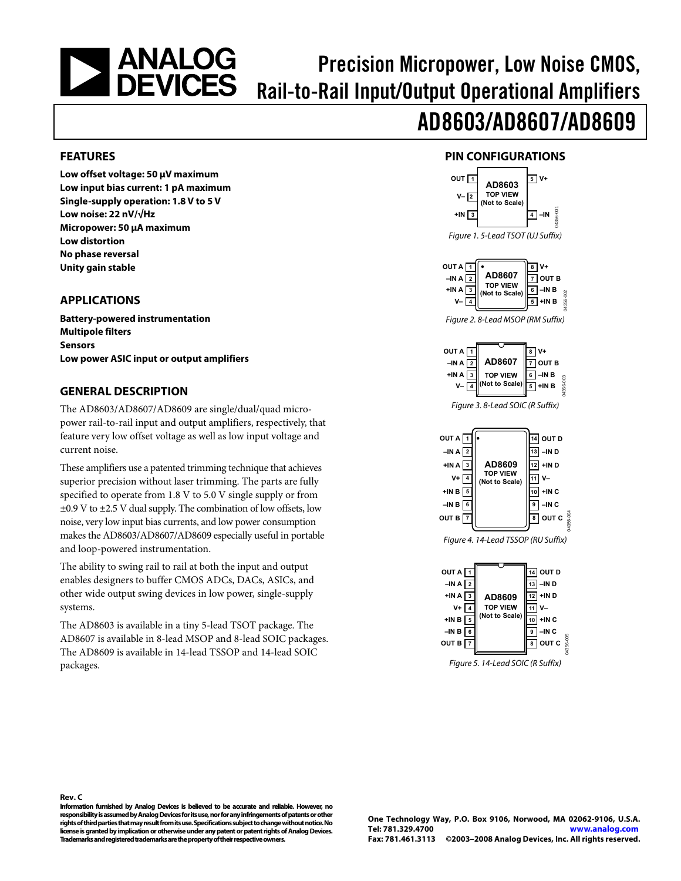# Precision Micropower, Low Noise CMOS, Rail-to-Rail Input/Output Operational Amplifiers

# AD8603/AD8607/AD8609

## FEATURES

**Low offset voltage: 50 µV maximum**
**Low input bias current: 1 pA maximum**
**Single-supply operation: 1.8 V to 5 V**
**Low noise: 22 nV/√Hz**
**Micropower: 50 µA maximum**
**Low distortion**
**No phase reversal**
**Unity gain stable**

## APPLICATIONS

**Battery-powered instrumentation**
**Multipole filters**
**Sensors**
**Low power ASIC input or output amplifiers**

## GENERAL DESCRIPTION

The AD8603/AD8607/AD8609 are single/dual/quad micropower rail-to-rail input and output amplifiers, respectively, that feature very low offset voltage as well as low input voltage and current noise.

These amplifiers use a patented trimming technique that achieves superior precision without laser trimming. The parts are fully specified to operate from 1.8 V to 5.0 V single supply or from ±0.9 V to ±2.5 V dual supply. The combination of low offsets, low noise, very low input bias currents, and low power consumption makes the AD8603/AD8607/AD8609 especially useful in portable and loop-powered instrumentation.

The ability to swing rail to rail at both the input and output enables designers to buffer CMOS ADCs, DACs, ASICs, and other wide output swing devices in low power, single-supply systems.

The AD8603 is available in a tiny 5-lead TSOT package. The AD8607 is available in 8-lead MSOP and 8-lead SOIC packages. The AD8609 is available in 14-lead TSSOP and 14-lead SOIC packages.

## PIN CONFIGURATIONS

Figure 1. 5-Lead TSOT (UJ Suffix)

Figure 2. 8-Lead MSOP (RM Suffix)

Figure 3. 8-Lead SOIC (R Suffix)

Figure 4. 14-Lead TSSOP (RU Suffix)

Figure 5. 14-Lead SOIC (R Suffix)

Rev. C

Information furnished by Analog Devices is believed to be accurate and reliable. However, no responsibility is assumed by Analog Devices for its use, nor for any infringements of patents or other rights of third parties that may result from its use. Specifications subject to change without notice. No license is granted by implication or otherwise under any patent or patent rights of Analog Devices. Trademarks and registered trademarks are the property of their respective owners.

One Technology Way, P.O. Box 9106, Norwood, MA 02062-9106, U.S.A.
Tel: 781.329.4700 www.analog.com
Fax: 781.461.3113 ©2003–2008 Analog Devices, Inc. All rights reserved.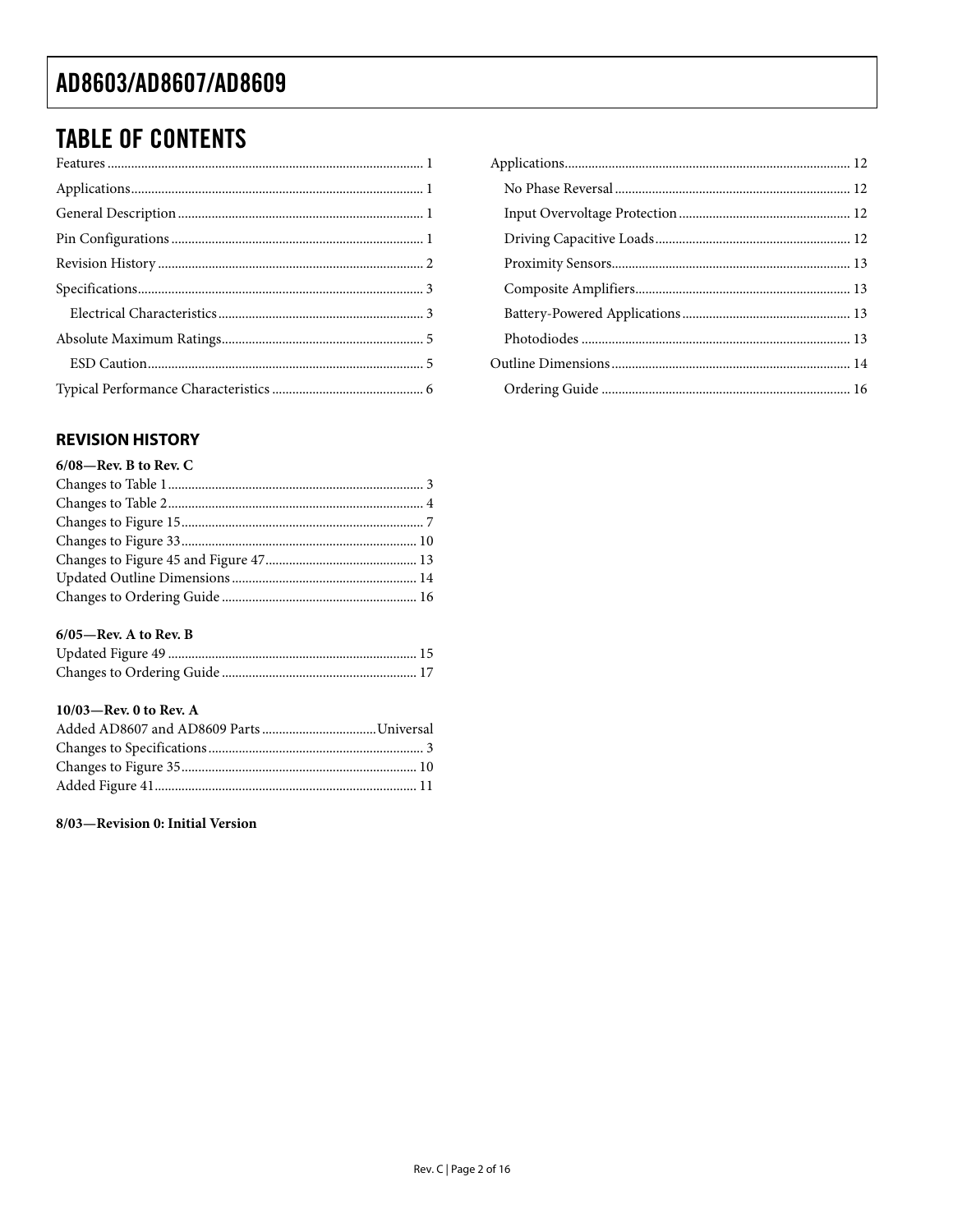## TABLE OF CONTENTS

Features ............ 1
Applications ............ 1
General Description ............ 1
Pin Configurations ............ 1
Revision History ............ 2
Specifications ............ 3
- Electrical Characteristics ............ 3

Absolute Maximum Ratings ............ 5
- ESD Caution ............ 5

Typical Performance Characteristics ............ 6
Applications ............ 12
- No Phase Reversal ............ 12
- Input Overvoltage Protection ............ 12
- Driving Capacitive Loads ............ 12
- Proximity Sensors ............ 13
- Composite Amplifiers ............ 13
- Battery-Powered Applications ............ 13
- Photodiodes ............ 13

Outline Dimensions ............ 14
- Ordering Guide ............ 16

### REVISION HISTORY

**6/08—Rev. B to Rev. C**

Changes to Table 1 ............ 3
Changes to Table 2 ............ 4
Changes to Figure 15 ............ 7
Changes to Figure 33 ............ 10
Changes to Figure 45 and Figure 47 ............ 13
Updated Outline Dimensions ............ 14
Changes to Ordering Guide ............ 16

**6/05—Rev. A to Rev. B**

Updated Figure 49 ............ 15
Changes to Ordering Guide ............ 17

**10/03—Rev. 0 to Rev. A**

Added AD8607 and AD8609 Parts ............ Universal
Changes to Specifications ............ 3
Changes to Figure 35 ............ 10
Added Figure 41 ............ 11

**8/03—Revision 0: Initial Version**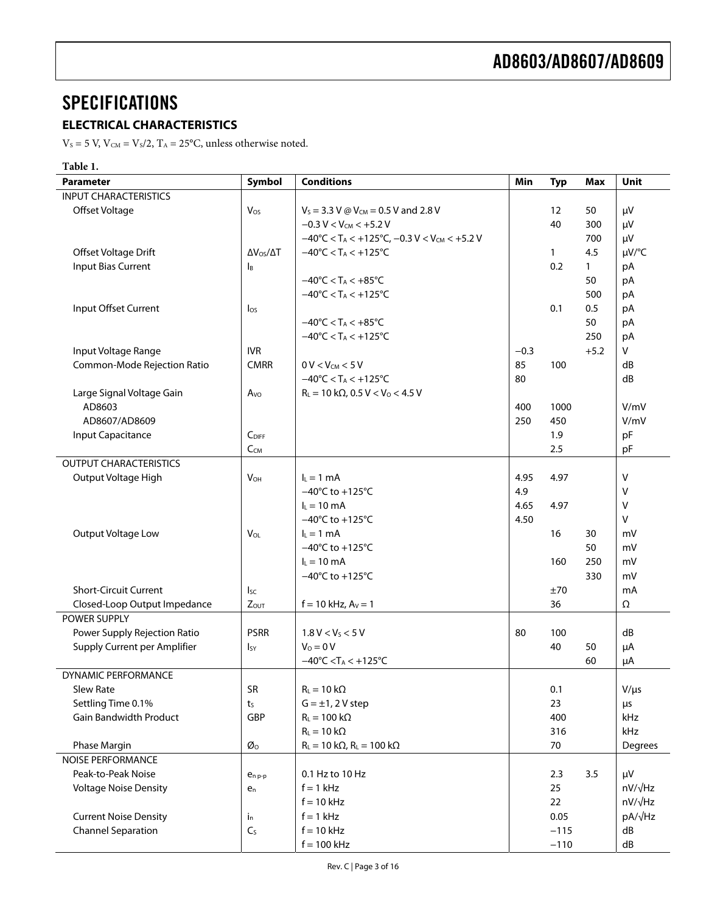## SPECIFICATIONS

### ELECTRICAL CHARACTERISTICS

$V_S$ = 5 V, $V_{CM}$ = $V_S$/2, $T_A$ = 25°C, unless otherwise noted.

**Table 1.**

| Parameter | Symbol | Conditions | Min | Typ | Max | Unit |
|---|---|---|---|---|---|---|
| INPUT CHARACTERISTICS | | | | | | |
| Offset Voltage | $V_{OS}$ | $V_S$ = 3.3 V @ $V_{CM}$ = 0.5 V and 2.8 V | | 12 | 50 | µV |
| | | −0.3 V < $V_{CM}$ < +5.2 V | | 40 | 300 | µV |
| | | −40°C < $T_A$ < +125°C, −0.3 V < $V_{CM}$ < +5.2 V | | | 700 | µV |
| Offset Voltage Drift | $\Delta V_{OS}/\Delta T$ | −40°C < $T_A$ < +125°C | | 1 | 4.5 | µV/°C |
| Input Bias Current | $I_B$ | | | 0.2 | 1 | pA |
| | | −40°C < $T_A$ < +85°C | | | 50 | pA |
| | | −40°C < $T_A$ < +125°C | | | 500 | pA |
| Input Offset Current | $I_{OS}$ | | | 0.1 | 0.5 | pA |
| | | −40°C < $T_A$ < +85°C | | | 50 | pA |
| | | −40°C < $T_A$ < +125°C | | | 250 | pA |
| Input Voltage Range | IVR | | −0.3 | | +5.2 | V |
| Common-Mode Rejection Ratio | CMRR | 0 V < $V_{CM}$ < 5 V | 85 | 100 | | dB |
| | | −40°C < $T_A$ < +125°C | 80 | | | dB |
| Large Signal Voltage Gain | $A_{VO}$ | $R_L$ = 10 kΩ, 0.5 V < $V_O$ < 4.5 V | | | | |
| AD8603 | | | 400 | 1000 | | V/mV |
| AD8607/AD8609 | | | 250 | 450 | | V/mV |
| Input Capacitance | $C_{DIFF}$ | | | 1.9 | | pF |
| | $C_{CM}$ | | | 2.5 | | pF |
| OUTPUT CHARACTERISTICS | | | | | | |
| Output Voltage High | $V_{OH}$ | $I_L$ = 1 mA | 4.95 | 4.97 | | V |
| | | −40°C to +125°C | 4.9 | | | V |
| | | $I_L$ = 10 mA | 4.65 | 4.97 | | V |
| | | −40°C to +125°C | 4.50 | | | V |
| Output Voltage Low | $V_{OL}$ | $I_L$ = 1 mA | | 16 | 30 | mV |
| | | −40°C to +125°C | | | 50 | mV |
| | | $I_L$ = 10 mA | | 160 | 250 | mV |
| | | −40°C to +125°C | | | 330 | mV |
| Short-Circuit Current | $I_{SC}$ | | | ±70 | | mA |
| Closed-Loop Output Impedance | $Z_{OUT}$ | f = 10 kHz, $A_V$ = 1 | | 36 | | Ω |
| POWER SUPPLY | | | | | | |
| Power Supply Rejection Ratio | PSRR | 1.8 V < $V_S$ < 5 V | 80 | 100 | | dB |
| Supply Current per Amplifier | $I_{SY}$ | $V_O$ = 0 V | | 40 | 50 | µA |
| | | −40°C < $T_A$ < +125°C | | | 60 | µA |
| DYNAMIC PERFORMANCE | | | | | | |
| Slew Rate | SR | $R_L$ = 10 kΩ | | 0.1 | | V/µs |
| Settling Time 0.1% | $t_S$ | G = ±1, 2 V step | | 23 | | µs |
| Gain Bandwidth Product | GBP | $R_L$ = 100 kΩ | | 400 | | kHz |
| | | $R_L$ = 10 kΩ | | 316 | | kHz |
| Phase Margin | $Ø_O$ | $R_L$ = 10 kΩ, $R_L$ = 100 kΩ | | 70 | | Degrees |
| NOISE PERFORMANCE | | | | | | |
| Peak-to-Peak Noise | $e_{n\ p\text{-}p}$ | 0.1 Hz to 10 Hz | | 2.3 | 3.5 | µV |
| Voltage Noise Density | $e_n$ | f = 1 kHz | | 25 | | nV/√Hz |
| | | f = 10 kHz | | 22 | | nV/√Hz |
| Current Noise Density | $i_n$ | f = 1 kHz | | 0.05 | | pA/√Hz |
| Channel Separation | $C_S$ | f = 10 kHz | | −115 | | dB |
| | | f = 100 kHz | | −110 | | dB |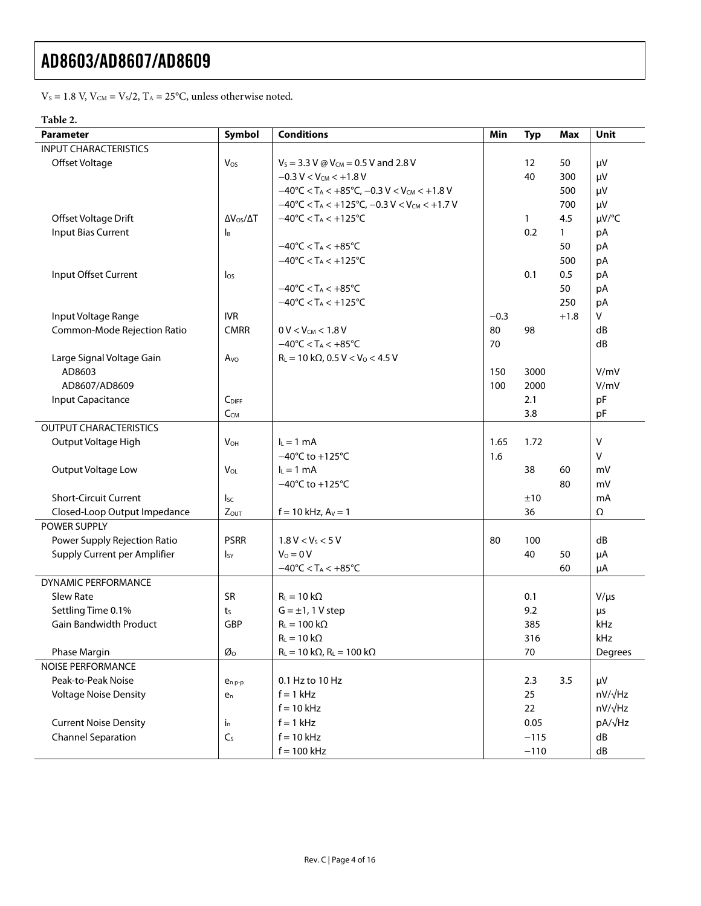$V_S$ = 1.8 V, $V_{CM}$ = $V_S$/2, $T_A$ = 25°C, unless otherwise noted.

**Table 2.**

| Parameter | Symbol | Conditions | Min | Typ | Max | Unit |
|---|---|---|---|---|---|---|
| INPUT CHARACTERISTICS | | | | | | |
| Offset Voltage | $V_{OS}$ | $V_S$ = 3.3 V @ $V_{CM}$ = 0.5 V and 2.8 V | | 12 | 50 | μV |
| | | −0.3 V < $V_{CM}$ < +1.8 V | | 40 | 300 | μV |
| | | −40°C < $T_A$ < +85°C, −0.3 V < $V_{CM}$ < +1.8 V | | | 500 | μV |
| | | −40°C < $T_A$ < +125°C, −0.3 V < $V_{CM}$ < +1.7 V | | | 700 | μV |
| Offset Voltage Drift | $\Delta V_{OS}/\Delta T$ | −40°C < $T_A$ < +125°C | | 1 | 4.5 | μV/°C |
| Input Bias Current | $I_B$ | | | 0.2 | 1 | pA |
| | | −40°C < $T_A$ < +85°C | | | 50 | pA |
| | | −40°C < $T_A$ < +125°C | | | 500 | pA |
| Input Offset Current | $I_{OS}$ | | | 0.1 | 0.5 | pA |
| | | −40°C < $T_A$ < +85°C | | | 50 | pA |
| | | −40°C < $T_A$ < +125°C | | | 250 | pA |
| Input Voltage Range | IVR | | −0.3 | | +1.8 | V |
| Common-Mode Rejection Ratio | CMRR | 0 V < $V_{CM}$ < 1.8 V | 80 | 98 | | dB |
| | | −40°C < $T_A$ < +85°C | 70 | | | dB |
| Large Signal Voltage Gain | $A_{VO}$ | $R_L$ = 10 kΩ, 0.5 V < $V_O$ < 4.5 V | | | | |
| AD8603 | | | 150 | 3000 | | V/mV |
| AD8607/AD8609 | | | 100 | 2000 | | V/mV |
| Input Capacitance | $C_{DIFF}$ | | | 2.1 | | pF |
| | $C_{CM}$ | | | 3.8 | | pF |
| OUTPUT CHARACTERISTICS | | | | | | |
| Output Voltage High | $V_{OH}$ | $I_L$ = 1 mA | 1.65 | 1.72 | | V |
| | | −40°C to +125°C | 1.6 | | | V |
| Output Voltage Low | $V_{OL}$ | $I_L$ = 1 mA | | 38 | 60 | mV |
| | | −40°C to +125°C | | | 80 | mV |
| Short-Circuit Current | $I_{SC}$ | | | ±10 | | mA |
| Closed-Loop Output Impedance | $Z_{OUT}$ | f = 10 kHz, $A_V$ = 1 | | 36 | | Ω |
| POWER SUPPLY | | | | | | |
| Power Supply Rejection Ratio | PSRR | 1.8 V < $V_S$ < 5 V | 80 | 100 | | dB |
| Supply Current per Amplifier | $I_{SY}$ | $V_O$ = 0 V | | 40 | 50 | μA |
| | | −40°C < $T_A$ < +85°C | | | 60 | μA |
| DYNAMIC PERFORMANCE | | | | | | |
| Slew Rate | SR | $R_L$ = 10 kΩ | | 0.1 | | V/μs |
| Settling Time 0.1% | $t_S$ | G = ±1, 1 V step | | 9.2 | | μs |
| Gain Bandwidth Product | GBP | $R_L$ = 100 kΩ | | 385 | | kHz |
| | | $R_L$ = 10 kΩ | | 316 | | kHz |
| Phase Margin | $Ø_O$ | $R_L$ = 10 kΩ, $R_L$ = 100 kΩ | | 70 | | Degrees |
| NOISE PERFORMANCE | | | | | | |
| Peak-to-Peak Noise | $e_{n\ p\text{-}p}$ | 0.1 Hz to 10 Hz | | 2.3 | 3.5 | μV |
| Voltage Noise Density | $e_n$ | f = 1 kHz | | 25 | | nV/√Hz |
| | | f = 10 kHz | | 22 | | nV/√Hz |
| Current Noise Density | $i_n$ | f = 1 kHz | | 0.05 | | pA/√Hz |
| Channel Separation | $C_S$ | f = 10 kHz | | −115 | | dB |
| | | f = 100 kHz | | −110 | | dB |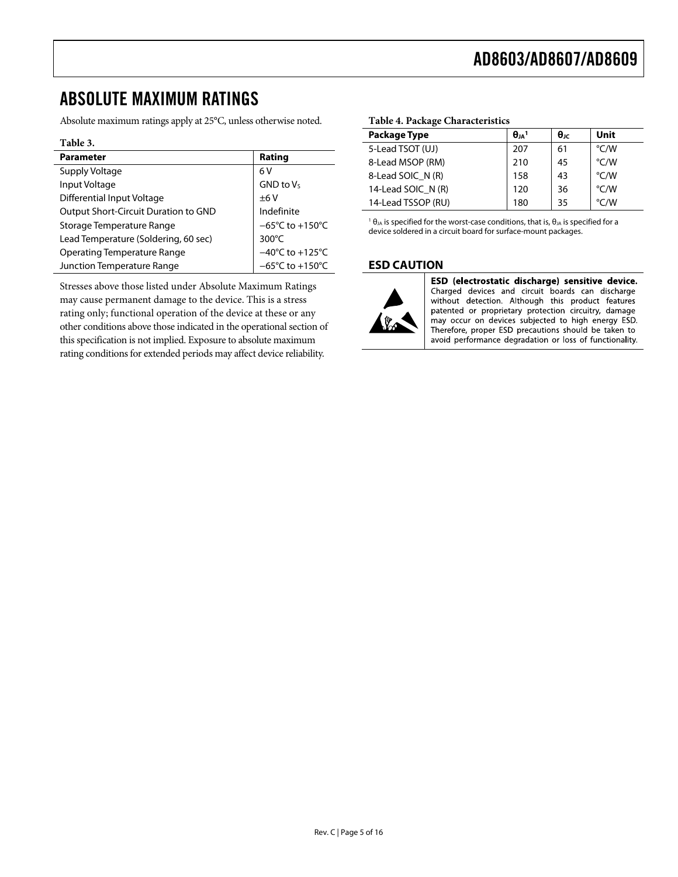# ABSOLUTE MAXIMUM RATINGS

Absolute maximum ratings apply at 25°C, unless otherwise noted.

**Table 3.**

| Parameter | Rating |
|---|---|
| Supply Voltage | 6 V |
| Input Voltage | GND to $V_S$ |
| Differential Input Voltage | ±6 V |
| Output Short-Circuit Duration to GND | Indefinite |
| Storage Temperature Range | −65°C to +150°C |
| Lead Temperature (Soldering, 60 sec) | 300°C |
| Operating Temperature Range | −40°C to +125°C |
| Junction Temperature Range | −65°C to +150°C |

Stresses above those listed under Absolute Maximum Ratings may cause permanent damage to the device. This is a stress rating only; functional operation of the device at these or any other conditions above those indicated in the operational section of this specification is not implied. Exposure to absolute maximum rating conditions for extended periods may affect device reliability.

**Table 4. Package Characteristics**

| Package Type | $\theta_{JA}$[1] | $\theta_{JC}$ | Unit |
|---|---|---|---|
| 5-Lead TSOT (UJ) | 207 | 61 | °C/W |
| 8-Lead MSOP (RM) | 210 | 45 | °C/W |
| 8-Lead SOIC_N (R) | 158 | 43 | °C/W |
| 14-Lead SOIC_N (R) | 120 | 36 | °C/W |
| 14-Lead TSSOP (RU) | 180 | 35 | °C/W |

[1] $\theta_{JA}$ is specified for the worst-case conditions, that is, $\theta_{JA}$ is specified for a device soldered in a circuit board for surface-mount packages.

## ESD CAUTION

**ESD (electrostatic discharge) sensitive device.** Charged devices and circuit boards can discharge without detection. Although this product features patented or proprietary protection circuitry, damage may occur on devices subjected to high energy ESD. Therefore, proper ESD precautions should be taken to avoid performance degradation or loss of functionality.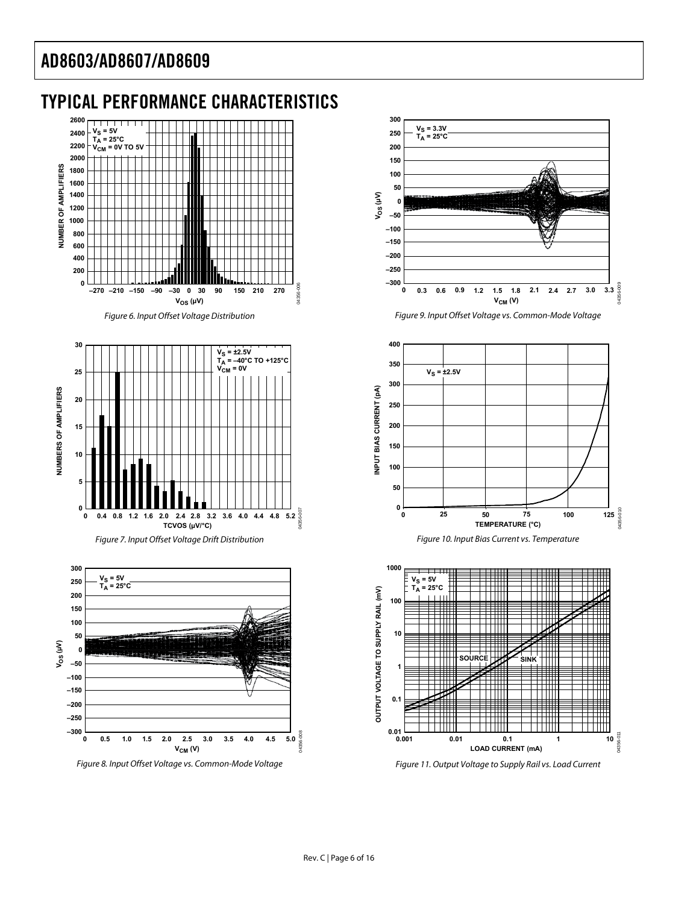## TYPICAL PERFORMANCE CHARACTERISTICS

Figure 6. Input Offset Voltage Distribution

Figure 7. Input Offset Voltage Drift Distribution

Figure 8. Input Offset Voltage vs. Common-Mode Voltage

Figure 9. Input Offset Voltage vs. Common-Mode Voltage

Figure 10. Input Bias Current vs. Temperature

Figure 11. Output Voltage to Supply Rail vs. Load Current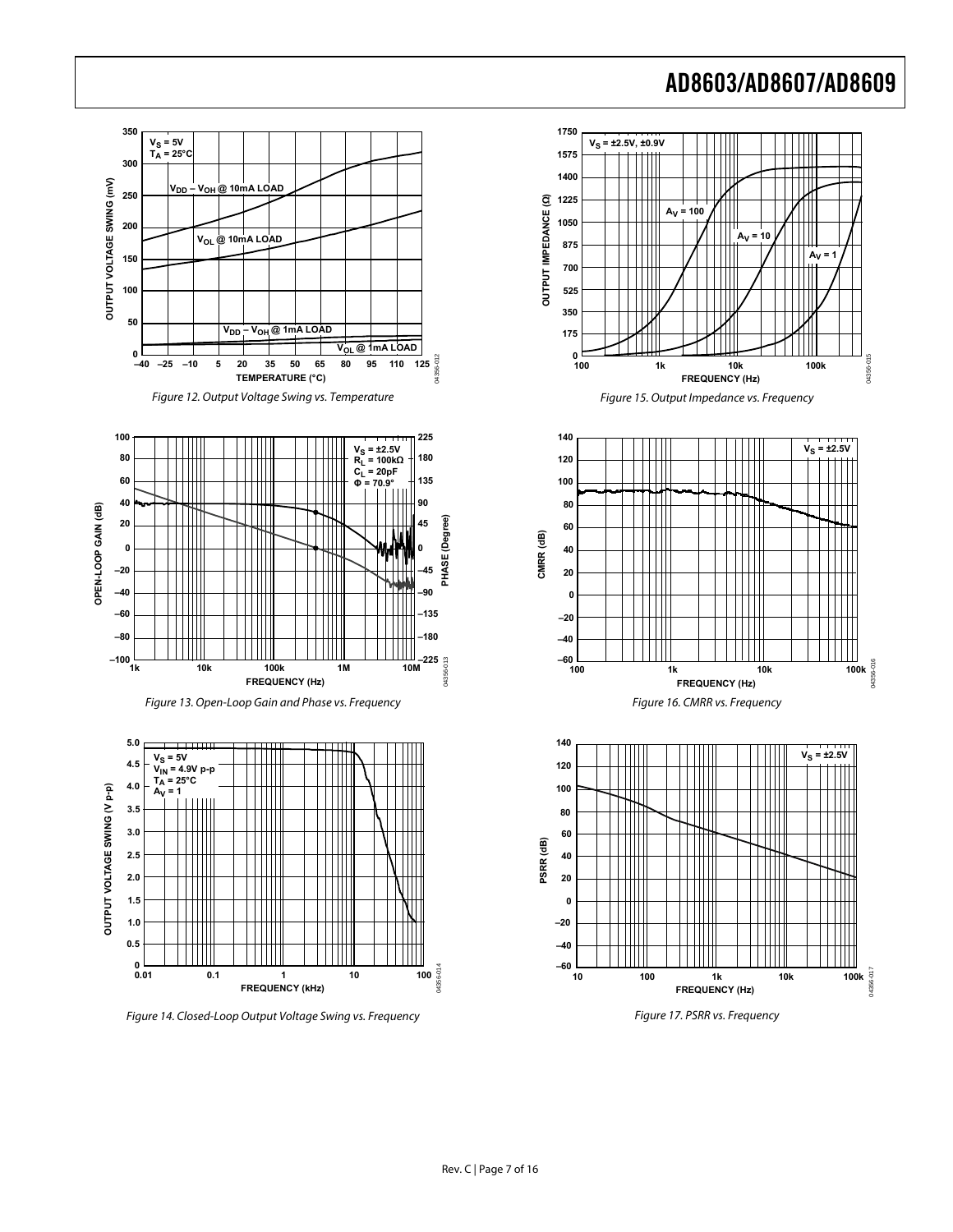Figure 12. Output Voltage Swing vs. Temperature

Figure 13. Open-Loop Gain and Phase vs. Frequency

Figure 14. Closed-Loop Output Voltage Swing vs. Frequency

Figure 15. Output Impedance vs. Frequency

Figure 16. CMRR vs. Frequency

Figure 17. PSRR vs. Frequency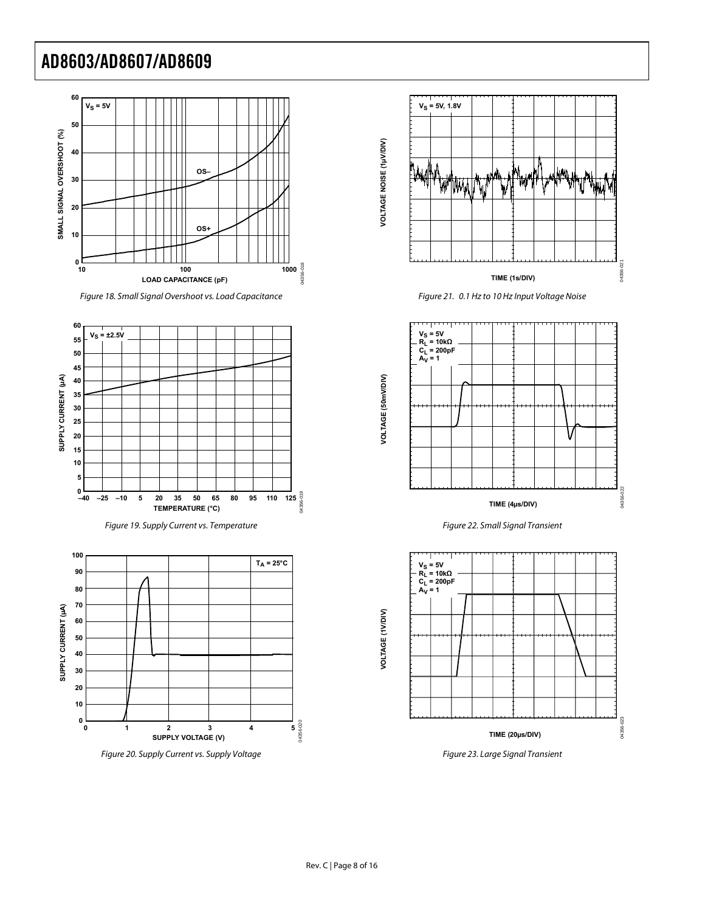Figure 18. Small Signal Overshoot vs. Load Capacitance

Figure 19. Supply Current vs. Temperature

Figure 20. Supply Current vs. Supply Voltage

Figure 21. 0.1 Hz to 10 Hz Input Voltage Noise

Figure 22. Small Signal Transient

Figure 23. Large Signal Transient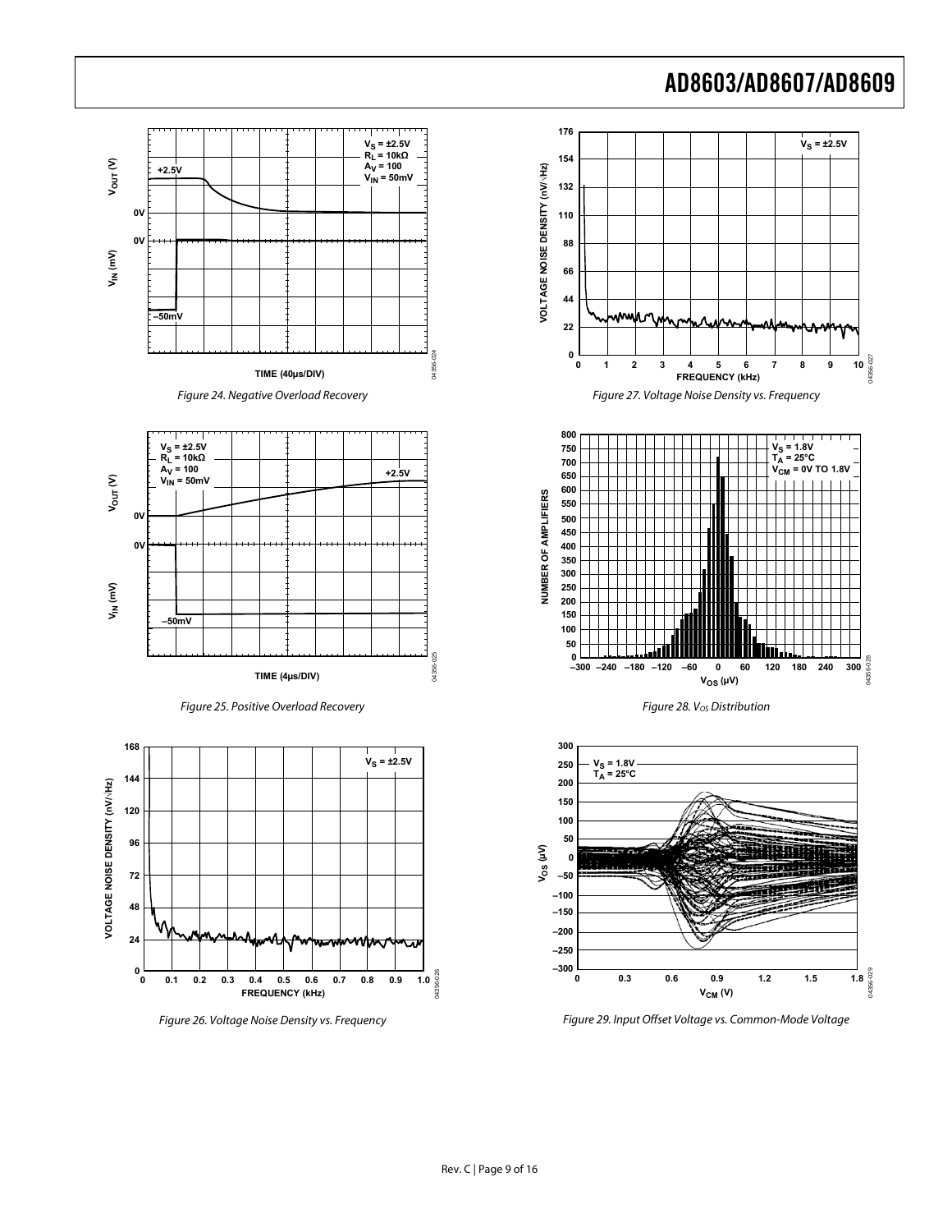Figure 24. Negative Overload Recovery

Figure 25. Positive Overload Recovery

Figure 26. Voltage Noise Density vs. Frequency

Figure 27. Voltage Noise Density vs. Frequency

Figure 28. $V_{OS}$ Distribution

Figure 29. Input Offset Voltage vs. Common-Mode Voltage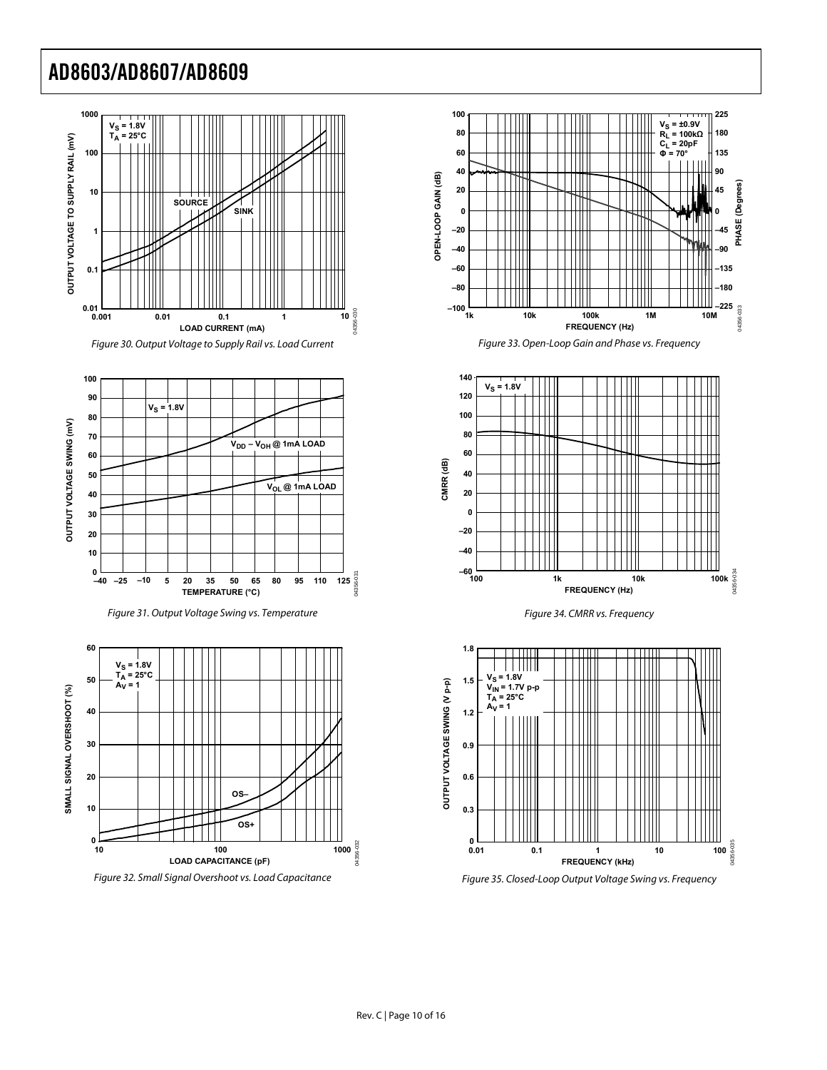Figure 30. Output Voltage to Supply Rail vs. Load Current

Figure 31. Output Voltage Swing vs. Temperature

Figure 32. Small Signal Overshoot vs. Load Capacitance

Figure 33. Open-Loop Gain and Phase vs. Frequency

Figure 34. CMRR vs. Frequency

Figure 35. Closed-Loop Output Voltage Swing vs. Frequency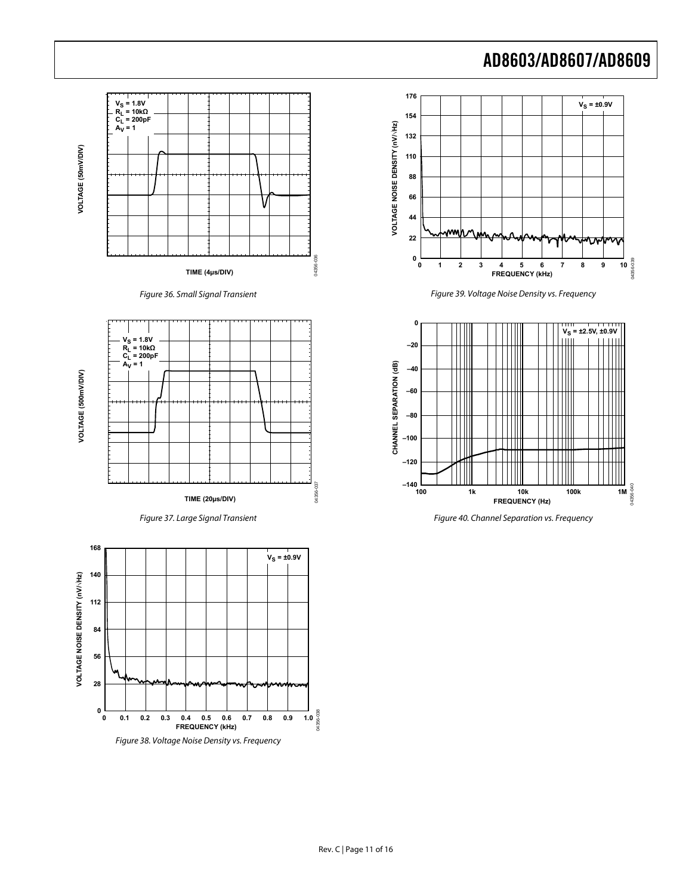Figure 36. Small Signal Transient

Figure 37. Large Signal Transient

Figure 38. Voltage Noise Density vs. Frequency

Figure 39. Voltage Noise Density vs. Frequency

Figure 40. Channel Separation vs. Frequency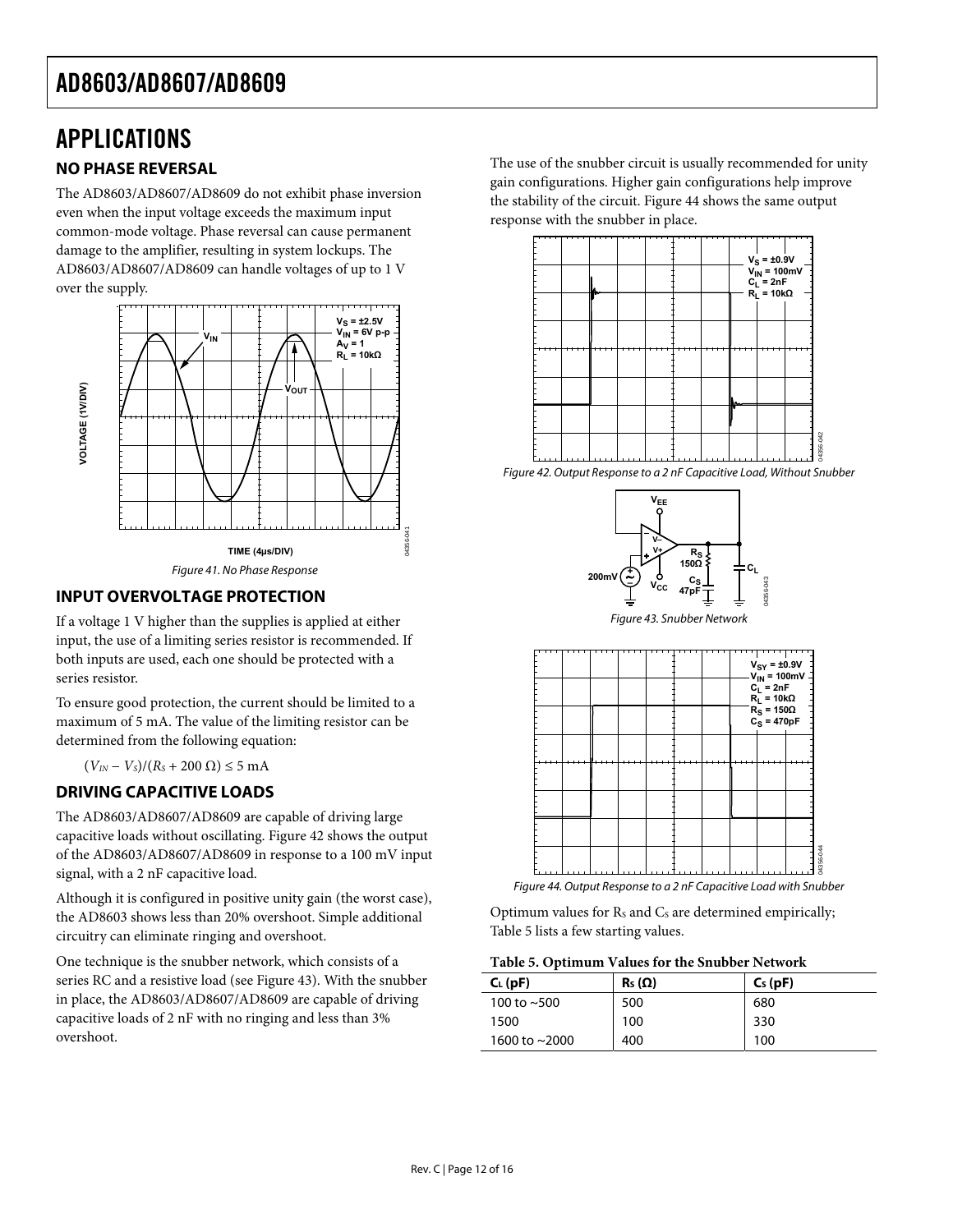# APPLICATIONS

## NO PHASE REVERSAL

The AD8603/AD8607/AD8609 do not exhibit phase inversion even when the input voltage exceeds the maximum input common-mode voltage. Phase reversal can cause permanent damage to the amplifier, resulting in system lockups. The AD8603/AD8607/AD8609 can handle voltages of up to 1 V over the supply.

*Figure 41. No Phase Response*

## INPUT OVERVOLTAGE PROTECTION

If a voltage 1 V higher than the supplies is applied at either input, the use of a limiting series resistor is recommended. If both inputs are used, each one should be protected with a series resistor.

To ensure good protection, the current should be limited to a maximum of 5 mA. The value of the limiting resistor can be determined from the following equation:

$(V_{IN} - V_S)/(R_S + 200\ \Omega) \leq 5\ \text{mA}$

## DRIVING CAPACITIVE LOADS

The AD8603/AD8607/AD8609 are capable of driving large capacitive loads without oscillating. Figure 42 shows the output of the AD8603/AD8607/AD8609 in response to a 100 mV input signal, with a 2 nF capacitive load.

Although it is configured in positive unity gain (the worst case), the AD8603 shows less than 20% overshoot. Simple additional circuitry can eliminate ringing and overshoot.

One technique is the snubber network, which consists of a series RC and a resistive load (see Figure 43). With the snubber in place, the AD8603/AD8607/AD8609 are capable of driving capacitive loads of 2 nF with no ringing and less than 3% overshoot.

The use of the snubber circuit is usually recommended for unity gain configurations. Higher gain configurations help improve the stability of the circuit. Figure 44 shows the same output response with the snubber in place.

*Figure 42. Output Response to a 2 nF Capacitive Load, Without Snubber*

*Figure 43. Snubber Network*

*Figure 44. Output Response to a 2 nF Capacitive Load with Snubber*

Optimum values for $R_S$ and $C_S$ are determined empirically; Table 5 lists a few starting values.

**Table 5. Optimum Values for the Snubber Network**

| $C_L$ (pF) | $R_S$ (Ω) | $C_S$ (pF) |
|---|---|---|
| 100 to ~500 | 500 | 680 |
| 1500 | 100 | 330 |
| 1600 to ~2000 | 400 | 100 |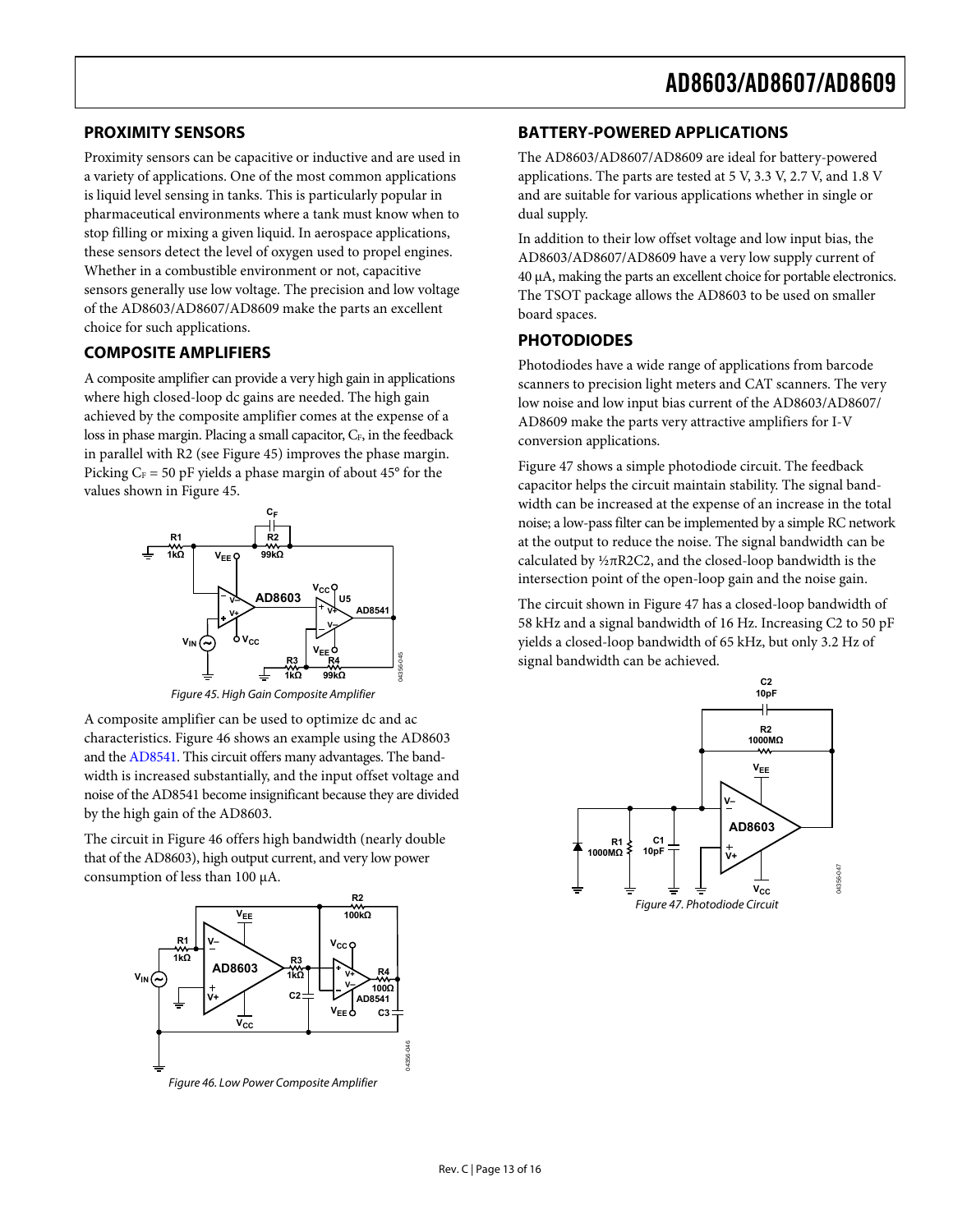## PROXIMITY SENSORS

Proximity sensors can be capacitive or inductive and are used in a variety of applications. One of the most common applications is liquid level sensing in tanks. This is particularly popular in pharmaceutical environments where a tank must know when to stop filling or mixing a given liquid. In aerospace applications, these sensors detect the level of oxygen used to propel engines. Whether in a combustible environment or not, capacitive sensors generally use low voltage. The precision and low voltage of the AD8603/AD8607/AD8609 make the parts an excellent choice for such applications.

## COMPOSITE AMPLIFIERS

A composite amplifier can provide a very high gain in applications where high closed-loop dc gains are needed. The high gain achieved by the composite amplifier comes at the expense of a loss in phase margin. Placing a small capacitor, $C_F$, in the feedback in parallel with R2 (see Figure 45) improves the phase margin. Picking $C_F$ = 50 pF yields a phase margin of about 45° for the values shown in Figure 45.

Figure 45. High Gain Composite Amplifier

A composite amplifier can be used to optimize dc and ac characteristics. Figure 46 shows an example using the AD8603 and the AD8541. This circuit offers many advantages. The bandwidth is increased substantially, and the input offset voltage and noise of the AD8541 become insignificant because they are divided by the high gain of the AD8603.

The circuit in Figure 46 offers high bandwidth (nearly double that of the AD8603), high output current, and very low power consumption of less than 100 µA.

Figure 46. Low Power Composite Amplifier

## BATTERY-POWERED APPLICATIONS

The AD8603/AD8607/AD8609 are ideal for battery-powered applications. The parts are tested at 5 V, 3.3 V, 2.7 V, and 1.8 V and are suitable for various applications whether in single or dual supply.

In addition to their low offset voltage and low input bias, the AD8603/AD8607/AD8609 have a very low supply current of 40 µA, making the parts an excellent choice for portable electronics. The TSOT package allows the AD8603 to be used on smaller board spaces.

## PHOTODIODES

Photodiodes have a wide range of applications from barcode scanners to precision light meters and CAT scanners. The very low noise and low input bias current of the AD8603/AD8607/AD8609 make the parts very attractive amplifiers for I-V conversion applications.

Figure 47 shows a simple photodiode circuit. The feedback capacitor helps the circuit maintain stability. The signal bandwidth can be increased at the expense of an increase in the total noise; a low-pass filter can be implemented by a simple RC network at the output to reduce the noise. The signal bandwidth can be calculated by ½πR2C2, and the closed-loop bandwidth is the intersection point of the open-loop gain and the noise gain.

The circuit shown in Figure 47 has a closed-loop bandwidth of 58 kHz and a signal bandwidth of 16 Hz. Increasing C2 to 50 pF yields a closed-loop bandwidth of 65 kHz, but only 3.2 Hz of signal bandwidth can be achieved.

Figure 47. Photodiode Circuit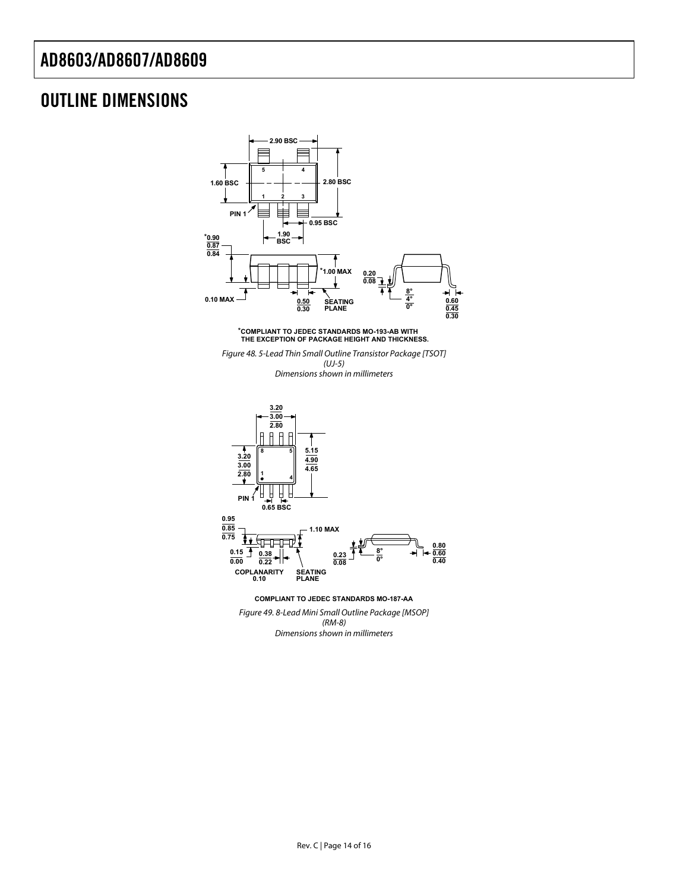## OUTLINE DIMENSIONS

2.90 BSC

1.60 BSC

2.80 BSC

PIN 1

0.95 BSC

1.90 BSC

*0.90
0.87
0.84

*1.00 MAX

0.20
0.08

8°
4°
0°

0.10 MAX

0.50
0.30

SEATING PLANE

0.60
0.45
0.30

*COMPLIANT TO JEDEC STANDARDS MO-193-AB WITH THE EXCEPTION OF PACKAGE HEIGHT AND THICKNESS.

*Figure 48. 5-Lead Thin Small Outline Transistor Package [TSOT] (UJ-5) Dimensions shown in millimeters*

3.20
3.00
2.80

3.20
3.00
2.80

5.15
4.90
4.65

PIN 1

0.65 BSC

0.95
0.85
0.75

1.10 MAX

0.15
0.00

0.38
0.22

0.23
0.08

8°
0°

0.80
0.60
0.40

COPLANARITY 0.10

SEATING PLANE

COMPLIANT TO JEDEC STANDARDS MO-187-AA

*Figure 49. 8-Lead Mini Small Outline Package [MSOP] (RM-8) Dimensions shown in millimeters*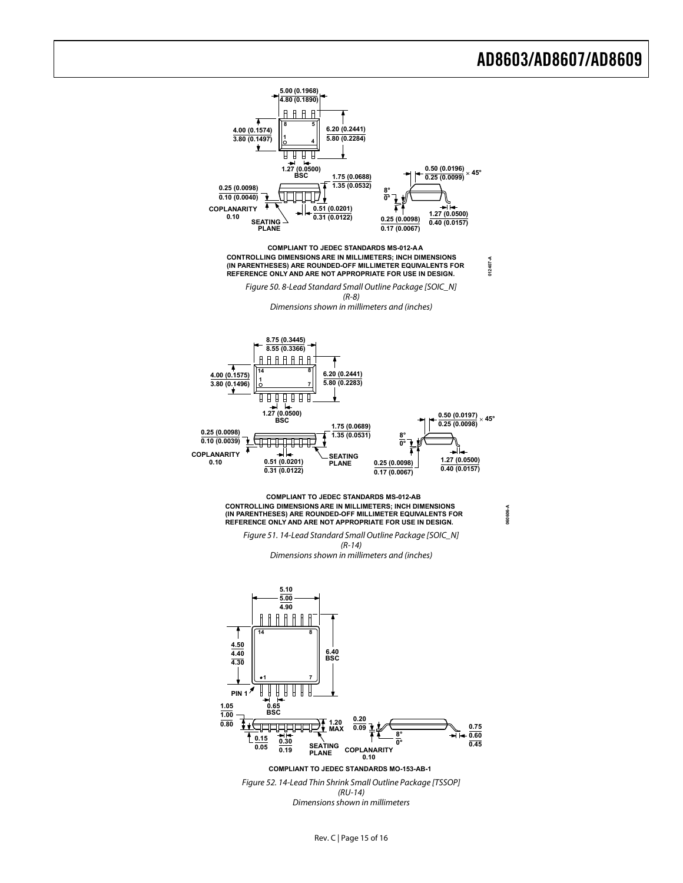COMPLIANT TO JEDEC STANDARDS MS-012-AA

CONTROLLING DIMENSIONS ARE IN MILLIMETERS; INCH DIMENSIONS (IN PARENTHESES) ARE ROUNDED-OFF MILLIMETER EQUIVALENTS FOR REFERENCE ONLY AND ARE NOT APPROPRIATE FOR USE IN DESIGN.

*Figure 50. 8-Lead Standard Small Outline Package [SOIC_N] (R-8) Dimensions shown in millimeters and (inches)*

COMPLIANT TO JEDEC STANDARDS MS-012-AB

CONTROLLING DIMENSIONS ARE IN MILLIMETERS; INCH DIMENSIONS (IN PARENTHESES) ARE ROUNDED-OFF MILLIMETER EQUIVALENTS FOR REFERENCE ONLY AND ARE NOT APPROPRIATE FOR USE IN DESIGN.

*Figure 51. 14-Lead Standard Small Outline Package [SOIC_N] (R-14) Dimensions shown in millimeters and (inches)*

COMPLIANT TO JEDEC STANDARDS MO-153-AB-1

*Figure 52. 14-Lead Thin Shrink Small Outline Package [TSSOP] (RU-14) Dimensions shown in millimeters*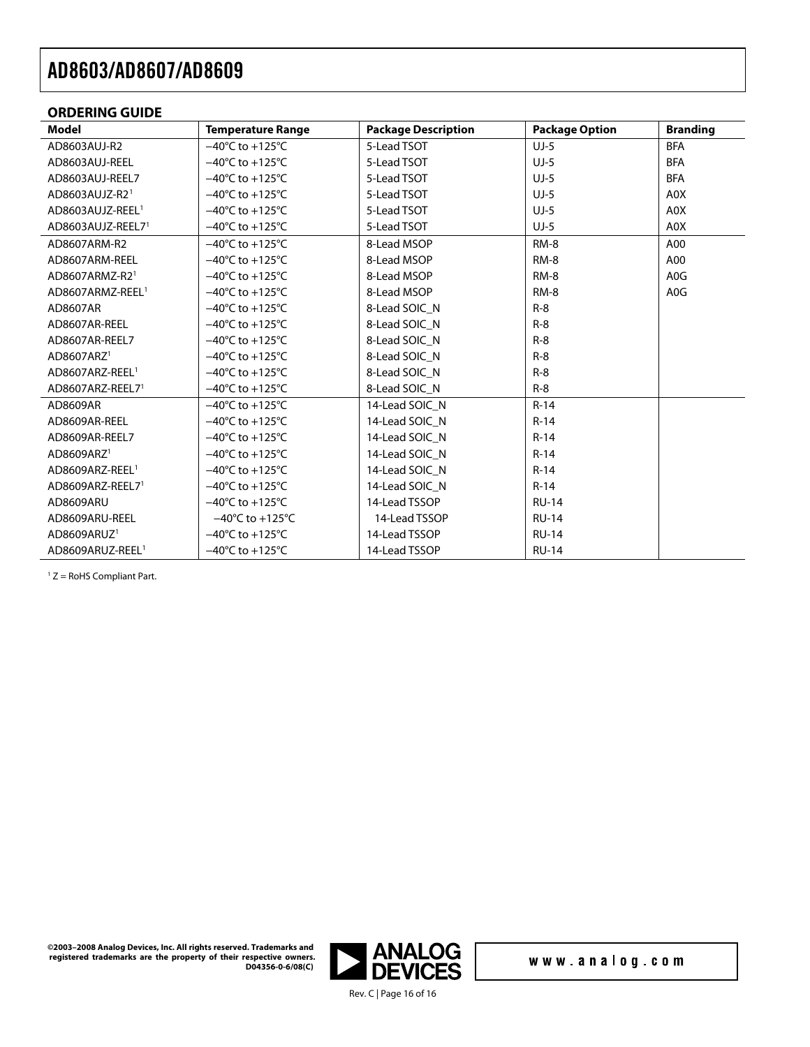## ORDERING GUIDE

| Model | Temperature Range | Package Description | Package Option | Branding |
|---|---|---|---|---|
| AD8603AUJ-R2 | −40°C to +125°C | 5-Lead TSOT | UJ-5 | BFA |
| AD8603AUJ-REEL | −40°C to +125°C | 5-Lead TSOT | UJ-5 | BFA |
| AD8603AUJ-REEL7 | −40°C to +125°C | 5-Lead TSOT | UJ-5 | BFA |
| AD8603AUJZ-R2[1] | −40°C to +125°C | 5-Lead TSOT | UJ-5 | A0X |
| AD8603AUJZ-REEL[1] | −40°C to +125°C | 5-Lead TSOT | UJ-5 | A0X |
| AD8603AUJZ-REEL7[1] | −40°C to +125°C | 5-Lead TSOT | UJ-5 | A0X |
| AD8607ARM-R2 | −40°C to +125°C | 8-Lead MSOP | RM-8 | A00 |
| AD8607ARM-REEL | −40°C to +125°C | 8-Lead MSOP | RM-8 | A00 |
| AD8607ARMZ-R2[1] | −40°C to +125°C | 8-Lead MSOP | RM-8 | A0G |
| AD8607ARMZ-REEL[1] | −40°C to +125°C | 8-Lead MSOP | RM-8 | A0G |
| AD8607AR | −40°C to +125°C | 8-Lead SOIC_N | R-8 | |
| AD8607AR-REEL | −40°C to +125°C | 8-Lead SOIC_N | R-8 | |
| AD8607AR-REEL7 | −40°C to +125°C | 8-Lead SOIC_N | R-8 | |
| AD8607ARZ[1] | −40°C to +125°C | 8-Lead SOIC_N | R-8 | |
| AD8607ARZ-REEL[1] | −40°C to +125°C | 8-Lead SOIC_N | R-8 | |
| AD8607ARZ-REEL7[1] | −40°C to +125°C | 8-Lead SOIC_N | R-8 | |
| AD8609AR | −40°C to +125°C | 14-Lead SOIC_N | R-14 | |
| AD8609AR-REEL | −40°C to +125°C | 14-Lead SOIC_N | R-14 | |
| AD8609AR-REEL7 | −40°C to +125°C | 14-Lead SOIC_N | R-14 | |
| AD8609ARZ[1] | −40°C to +125°C | 14-Lead SOIC_N | R-14 | |
| AD8609ARZ-REEL[1] | −40°C to +125°C | 14-Lead SOIC_N | R-14 | |
| AD8609ARZ-REEL7[1] | −40°C to +125°C | 14-Lead SOIC_N | R-14 | |
| AD8609ARU | −40°C to +125°C | 14-Lead TSSOP | RU-14 | |
| AD8609ARU-REEL | −40°C to +125°C | 14-Lead TSSOP | RU-14 | |
| AD8609ARUZ[1] | −40°C to +125°C | 14-Lead TSSOP | RU-14 | |
| AD8609ARUZ-REEL[1] | −40°C to +125°C | 14-Lead TSSOP | RU-14 | |

[1] Z = RoHS Compliant Part.

©2003–2008 Analog Devices, Inc. All rights reserved. Trademarks and registered trademarks are the property of their respective owners. D04356-0-6/08(C)

www.analog.com